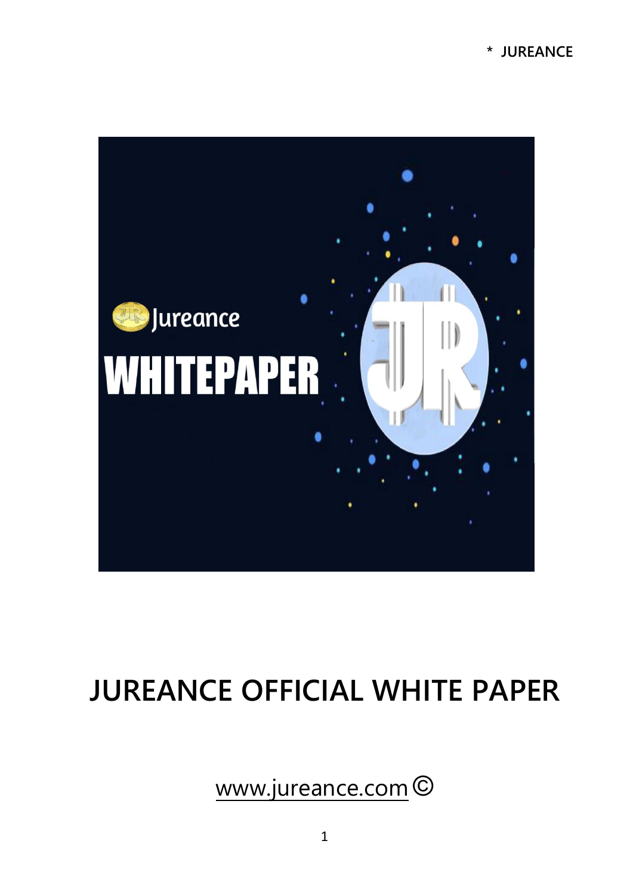# JUREANCE OFFICIAL WHITE PAPER

www.jureance.com ©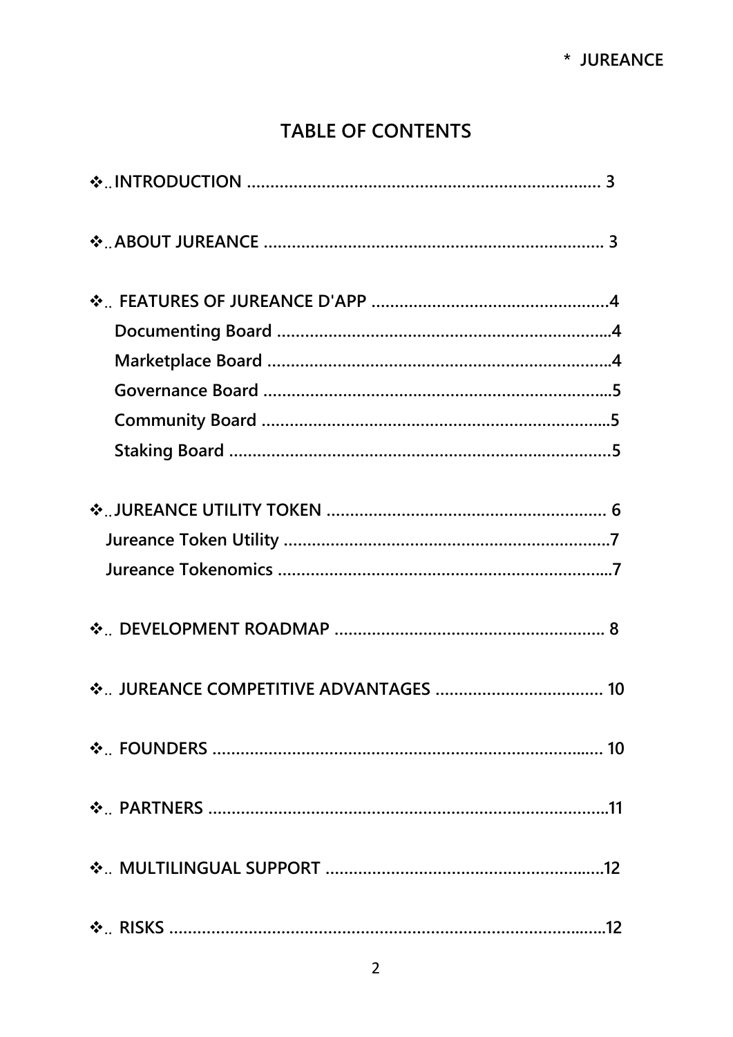## TABLE OF CONTENTS

- ❖.. INTRODUCTION ........................................................................ 3
- ❖.. ABOUT JUREANCE ..................................................................... 3
- ❖.. FEATURES OF JUREANCE D'APP ..................................................4
  - Documenting Board .......................................................................4
  - Marketplace Board .........................................................................4
  - Governance Board ..........................................................................5
  - Community Board ..........................................................................5
  - Staking Board ..................................................................................5
- ❖.. JUREANCE UTILITY TOKEN ........................................................ 6
  - Jureance Token Utility .....................................................................7
  - Jureance Tokenomics .......................................................................7
- ❖.. DEVELOPMENT ROADMAP ....................................................... 8
- ❖.. JUREANCE COMPETITIVE ADVANTAGES .................................... 10
- ❖.. FOUNDERS ................................................................................... 10
- ❖.. PARTNERS .....................................................................................11
- ❖.. MULTILINGUAL SUPPORT ...........................................................12
- ❖.. RISKS .............................................................................................12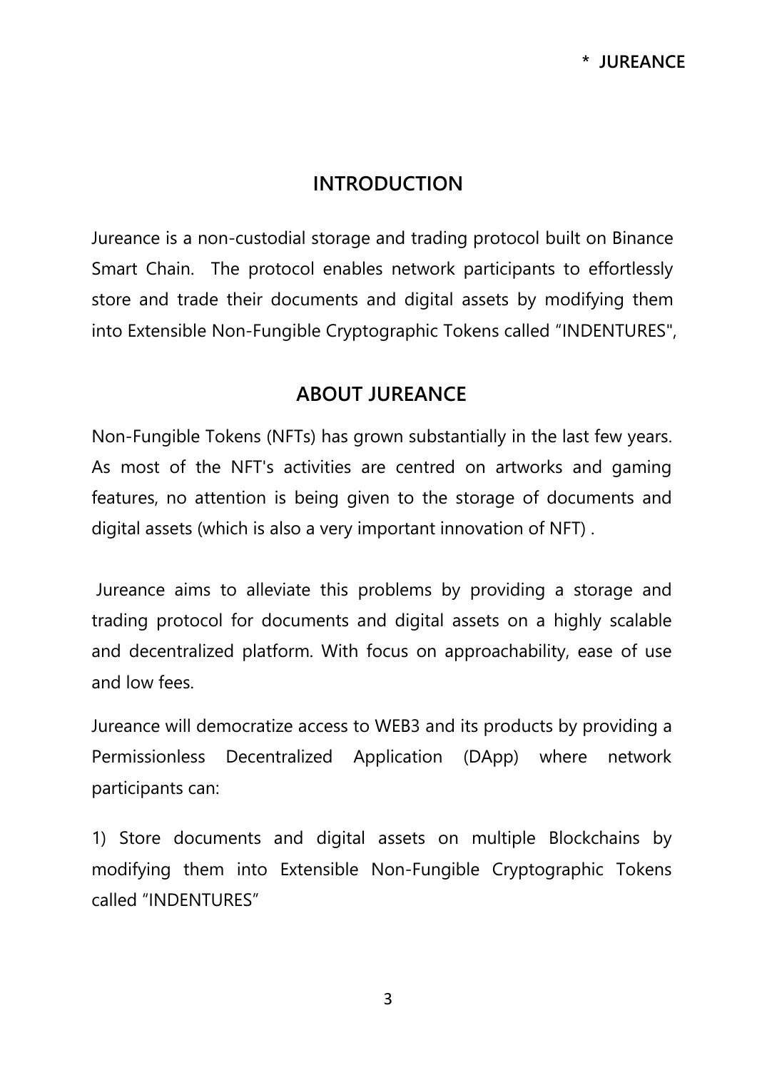## INTRODUCTION

Jureance is a non-custodial storage and trading protocol built on Binance Smart Chain. The protocol enables network participants to effortlessly store and trade their documents and digital assets by modifying them into Extensible Non-Fungible Cryptographic Tokens called "INDENTURES",

## ABOUT JUREANCE

Non-Fungible Tokens (NFTs) has grown substantially in the last few years. As most of the NFT's activities are centred on artworks and gaming features, no attention is being given to the storage of documents and digital assets (which is also a very important innovation of NFT) .

Jureance aims to alleviate this problems by providing a storage and trading protocol for documents and digital assets on a highly scalable and decentralized platform. With focus on approachability, ease of use and low fees.

Jureance will democratize access to WEB3 and its products by providing a Permissionless Decentralized Application (DApp) where network participants can:

1) Store documents and digital assets on multiple Blockchains by modifying them into Extensible Non-Fungible Cryptographic Tokens called "INDENTURES"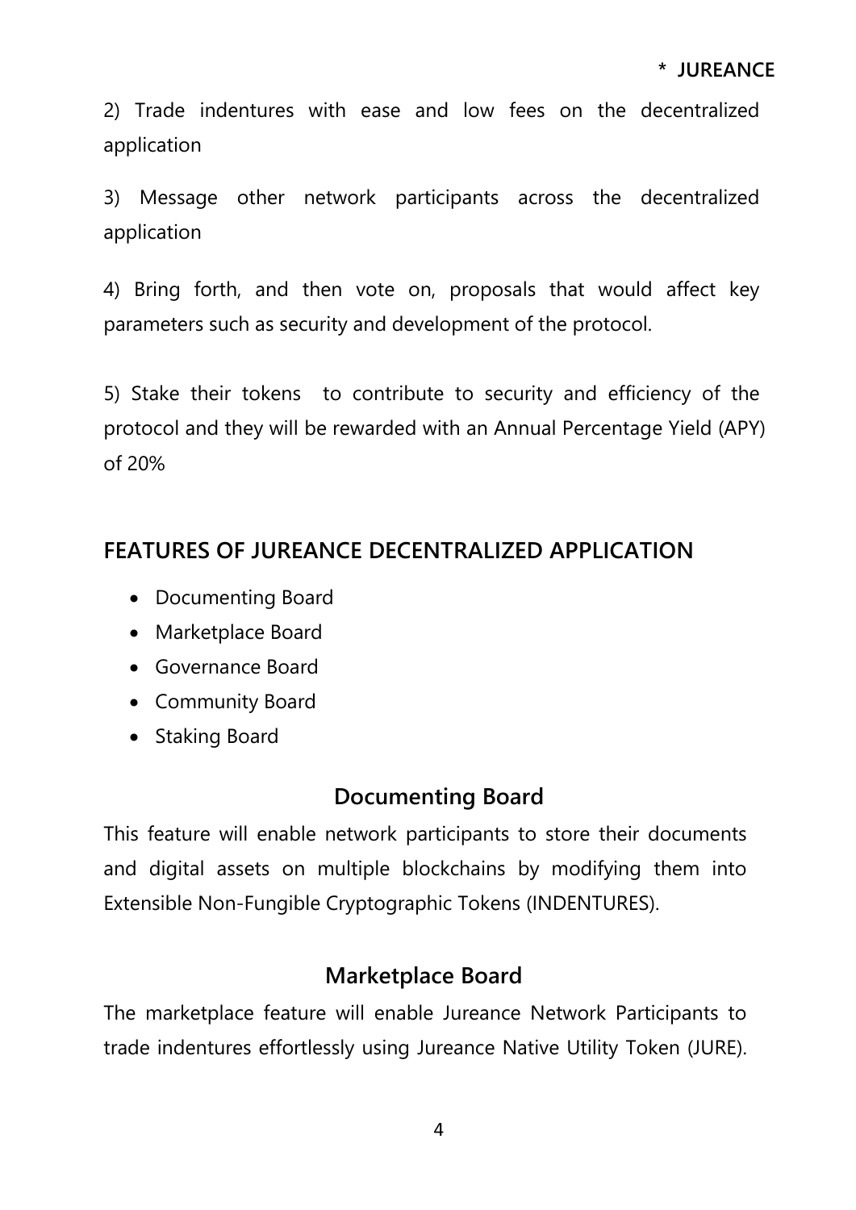2) Trade indentures with ease and low fees on the decentralized application

3) Message other network participants across the decentralized application

4) Bring forth, and then vote on, proposals that would affect key parameters such as security and development of the protocol.

5) Stake their tokens to contribute to security and efficiency of the protocol and they will be rewarded with an Annual Percentage Yield (APY) of 20%

## FEATURES OF JUREANCE DECENTRALIZED APPLICATION

- Documenting Board
- Marketplace Board
- Governance Board
- Community Board
- Staking Board

### Documenting Board

This feature will enable network participants to store their documents and digital assets on multiple blockchains by modifying them into Extensible Non-Fungible Cryptographic Tokens (INDENTURES).

### Marketplace Board

The marketplace feature will enable Jureance Network Participants to trade indentures effortlessly using Jureance Native Utility Token (JURE).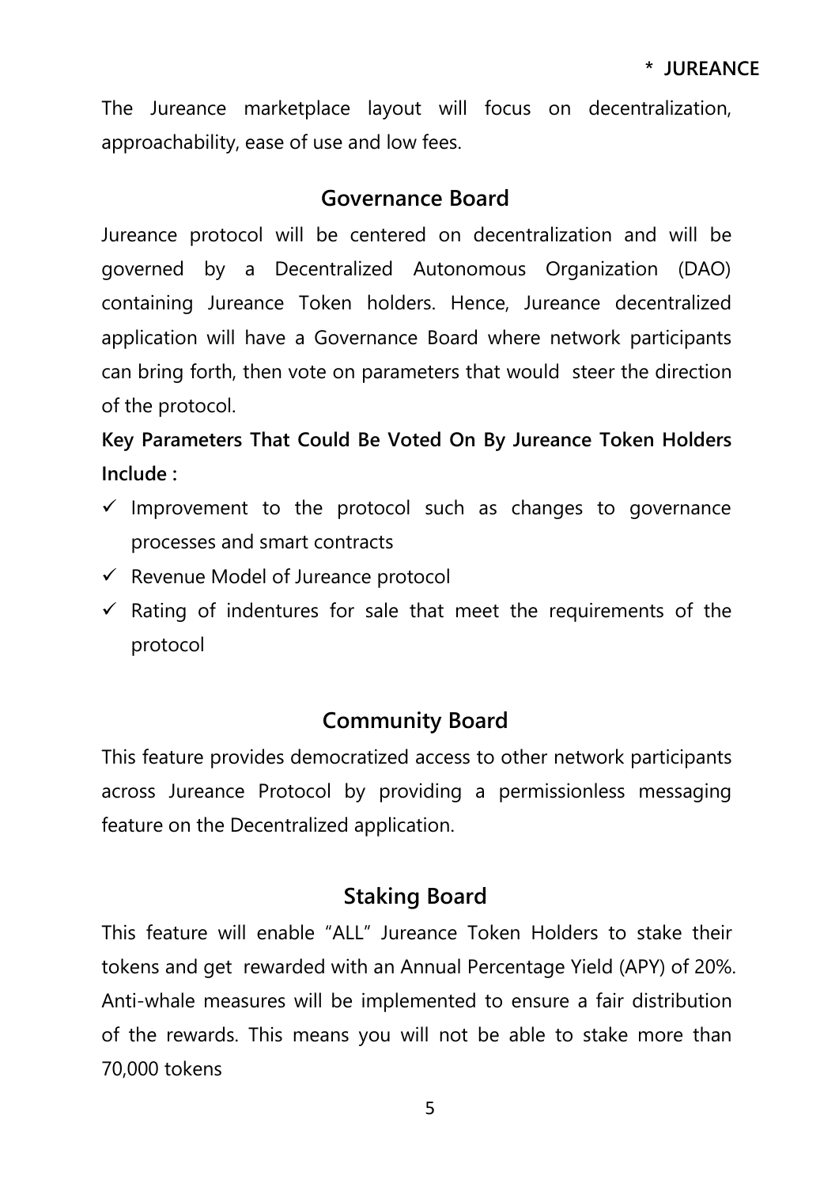The Jureance marketplace layout will focus on decentralization, approachability, ease of use and low fees.

## Governance Board

Jureance protocol will be centered on decentralization and will be governed by a Decentralized Autonomous Organization (DAO) containing Jureance Token holders. Hence, Jureance decentralized application will have a Governance Board where network participants can bring forth, then vote on parameters that would steer the direction of the protocol.

**Key Parameters That Could Be Voted On By Jureance Token Holders Include :**

- ✓ Improvement to the protocol such as changes to governance processes and smart contracts
- ✓ Revenue Model of Jureance protocol
- ✓ Rating of indentures for sale that meet the requirements of the protocol

## Community Board

This feature provides democratized access to other network participants across Jureance Protocol by providing a permissionless messaging feature on the Decentralized application.

## Staking Board

This feature will enable "ALL" Jureance Token Holders to stake their tokens and get rewarded with an Annual Percentage Yield (APY) of 20%. Anti-whale measures will be implemented to ensure a fair distribution of the rewards. This means you will not be able to stake more than 70,000 tokens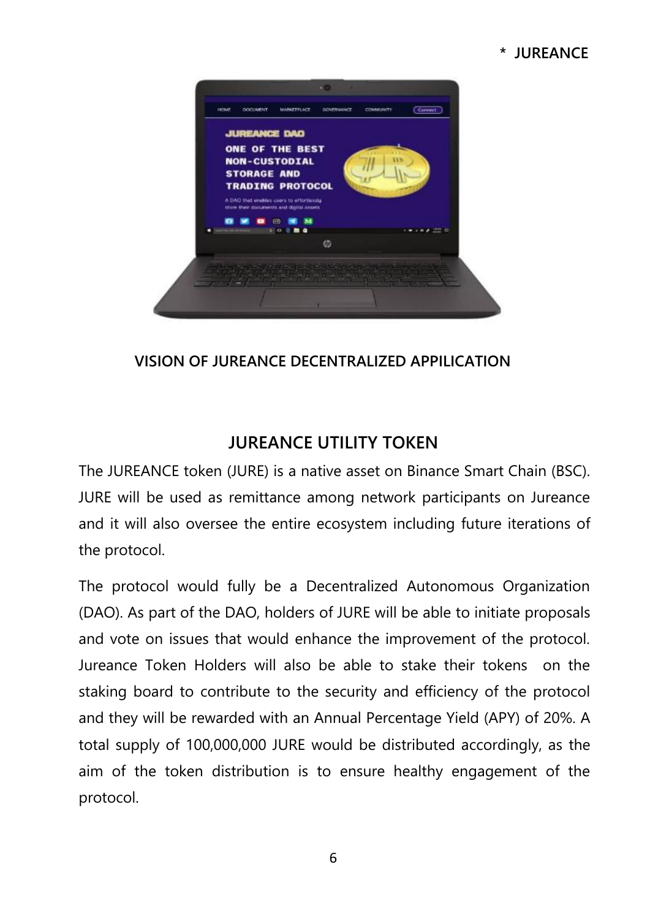**VISION OF JUREANCE DECENTRALIZED APPILICATION**

## JUREANCE UTILITY TOKEN

The JUREANCE token (JURE) is a native asset on Binance Smart Chain (BSC). JURE will be used as remittance among network participants on Jureance and it will also oversee the entire ecosystem including future iterations of the protocol.

The protocol would fully be a Decentralized Autonomous Organization (DAO). As part of the DAO, holders of JURE will be able to initiate proposals and vote on issues that would enhance the improvement of the protocol. Jureance Token Holders will also be able to stake their tokens on the staking board to contribute to the security and efficiency of the protocol and they will be rewarded with an Annual Percentage Yield (APY) of 20%. A total supply of 100,000,000 JURE would be distributed accordingly, as the aim of the token distribution is to ensure healthy engagement of the protocol.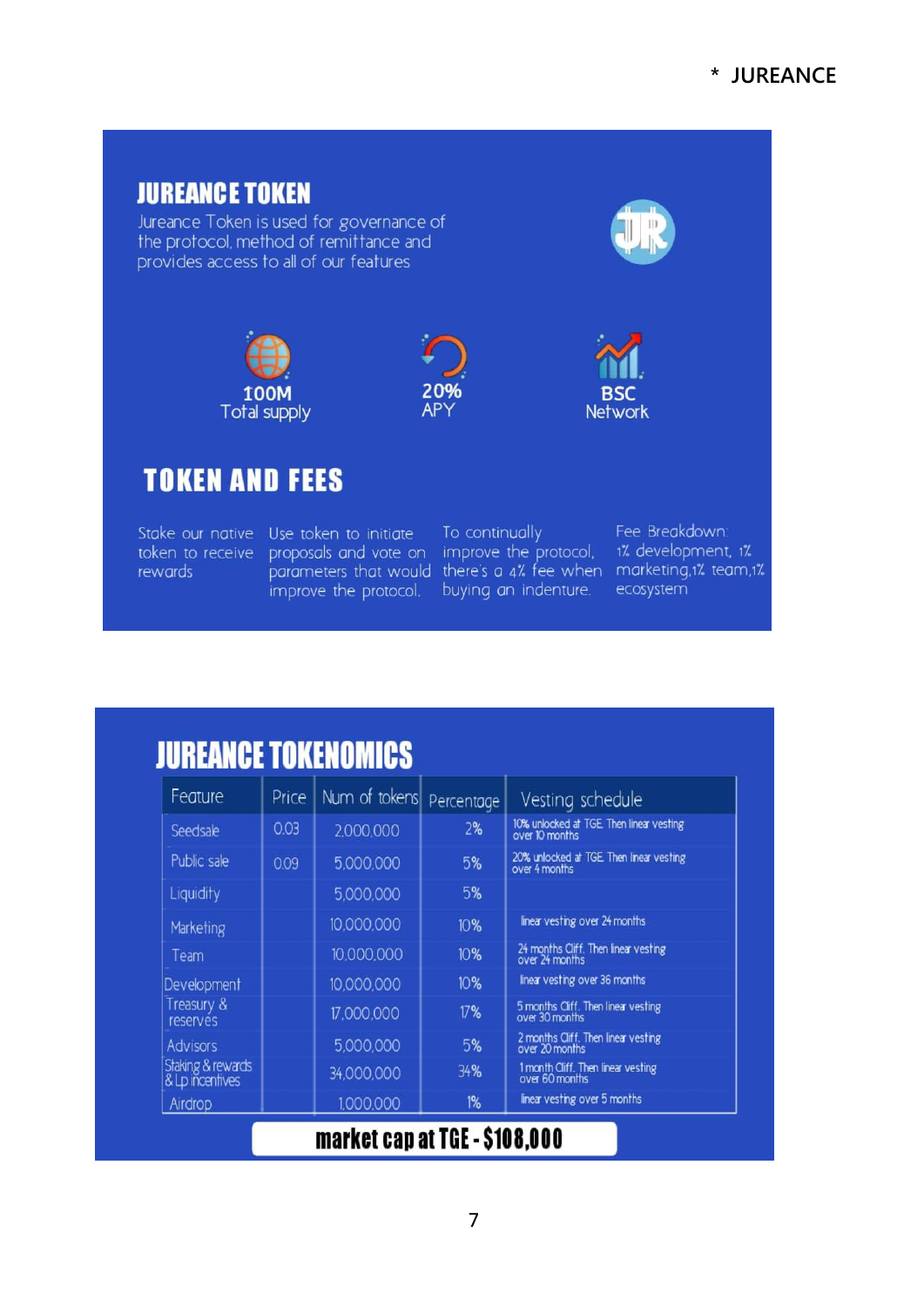## JUREANCE TOKEN

Jureance Token is used for governance of the protocol, method of remittance and provides access to all of our features

100M Total supply

20% APY

BSC Network

## TOKEN AND FEES

Stake our native token to receive rewards

Use token to initiate proposals and vote on parameters that would improve the protocol.

To continually improve the protocol, there's a 4% fee when buying an indenture.

Fee Breakdown: 1% development, 1% marketing,1% team,1% ecosystem

## JUREANCE TOKENOMICS

| Feature | Price | Num of tokens | Percentage | Vesting schedule |
|---|---|---|---|---|
| Seedsale | 0.03 | 2,000,000 | 2% | 10% unlocked at TGE. Then linear vesting over 10 months |
| Public sale | 0.09 | 5,000,000 | 5% | 20% unlocked at TGE. Then linear vesting over 4 months |
| Liquidity | | 5,000,000 | 5% | |
| Marketing | | 10,000,000 | 10% | linear vesting over 24 months |
| Team | | 10,000,000 | 10% | 24 months Cliff. Then linear vesting over 24 months |
| Development | | 10,000,000 | 10% | linear vesting over 36 months |
| Treasury & reserves | | 17,000,000 | 17% | 5 months Cliff. Then linear vesting over 30 months |
| Advisors | | 5,000,000 | 5% | 2 months Cliff. Then linear vesting over 20 months |
| Staking & rewards & Lp incentives | | 34,000,000 | 34% | 1 month Cliff. Then linear vesting over 60 months |
| Airdrop | | 1,000,000 | 1% | linear vesting over 5 months |

**market cap at TGE - $108,000**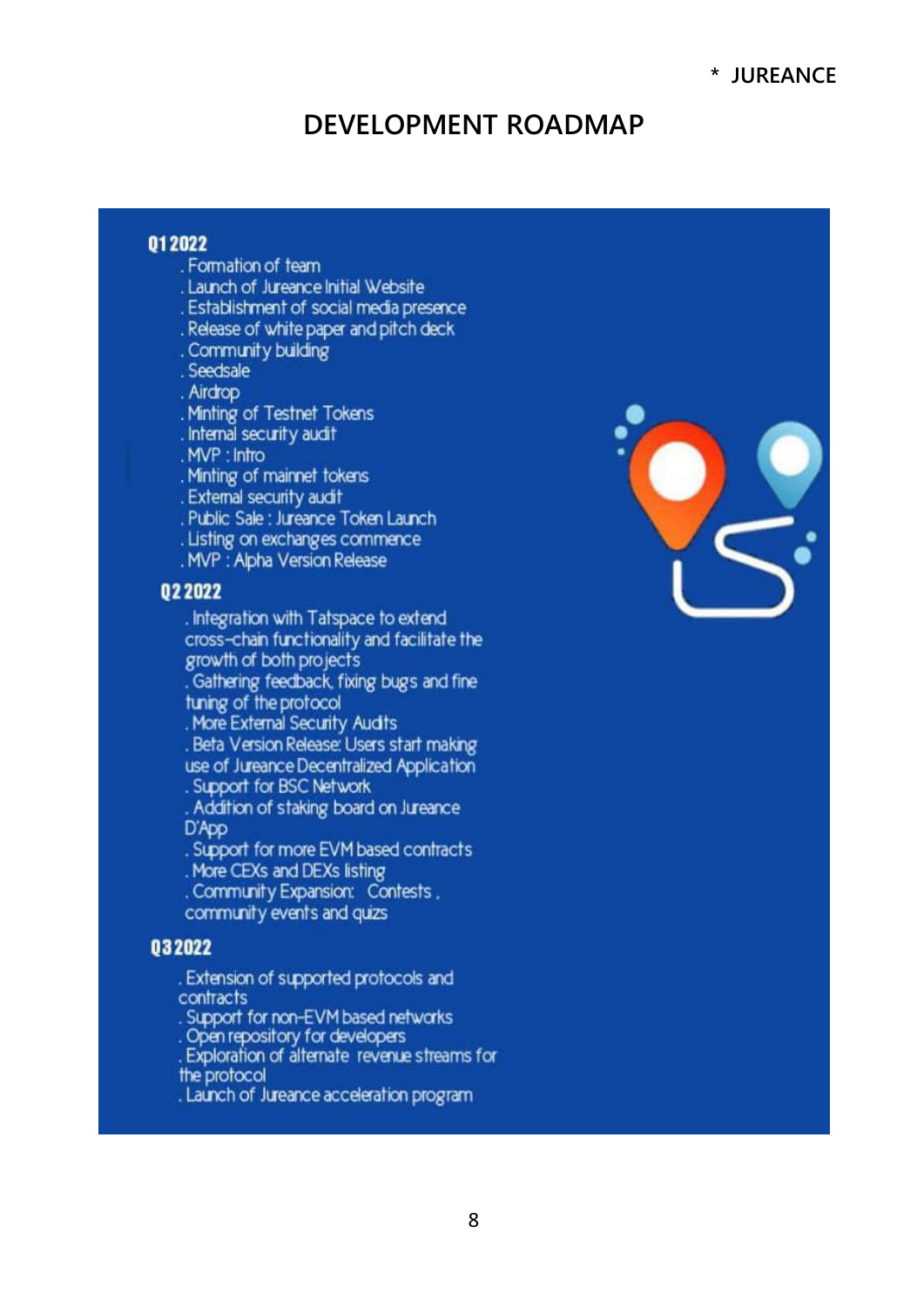## DEVELOPMENT ROADMAP

**Q1 2022**

- . Formation of team
- . Launch of Jureance Initial Website
- . Establishment of social media presence
- . Release of white paper and pitch deck
- . Community building
- . Seedsale
- . Airdrop
- . Minting of Testnet Tokens
- . Internal security audit
- . MVP : Intro
- . Minting of mainnet tokens
- . External security audit
- . Public Sale : Jureance Token Launch
- . Listing on exchanges commence
- . MVP : Alpha Version Release

**Q2 2022**

- . Integration with Tatspace to extend cross-chain functionality and facilitate the growth of both projects
- . Gathering feedback, fixing bugs and fine tuning of the protocol
- . More External Security Audits
- . Beta Version Release: Users start making use of Jureance Decentralized Application
- . Support for BSC Network
- . Addition of staking board on Jureance D'App
- . Support for more EVM based contracts
- . More CEXs and DEXs listing
- . Community Expansion: Contests , community events and quizs

**Q3 2022**

- . Extension of supported protocols and contracts
- . Support for non-EVM based networks
- . Open repository for developers
- . Exploration of alternate revenue streams for the protocol
- . Launch of Jureance acceleration program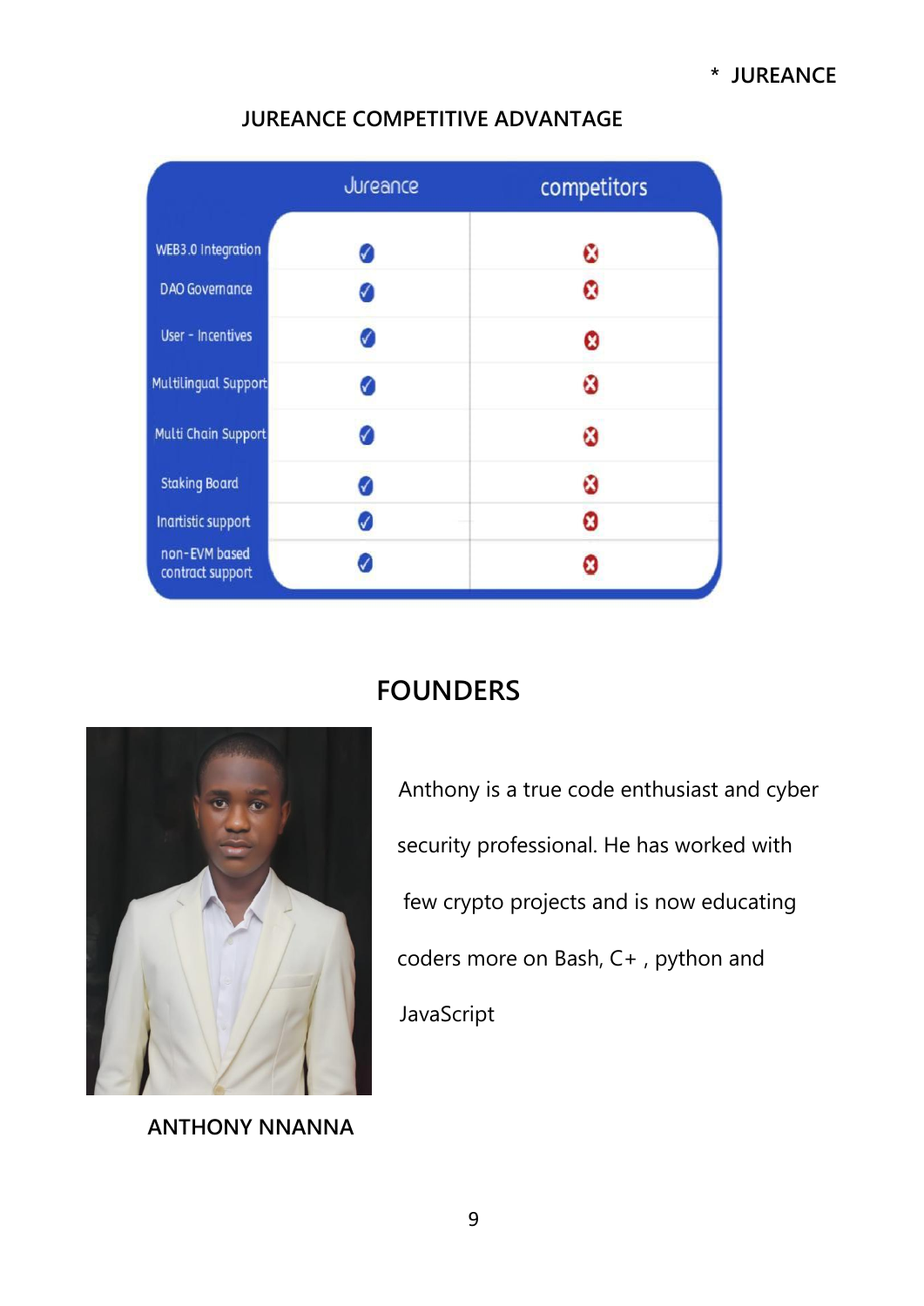## JUREANCE COMPETITIVE ADVANTAGE

| | Jureance | competitors |
|---|---|---|
| WEB3.0 Integration | ✓ | ✗ |
| DAO Governance | ✓ | ✗ |
| User - Incentives | ✓ | ✗ |
| Multilingual Support | ✓ | ✗ |
| Multi Chain Support | ✓ | ✗ |
| Staking Board | ✓ | ✗ |
| Inartistic support | ✓ | ✗ |
| non-EVM based contract support | ✓ | ✗ |

## FOUNDERS

Anthony is a true code enthusiast and cyber security professional. He has worked with few crypto projects and is now educating coders more on Bash, C+ , python and JavaScript

**ANTHONY NNANNA**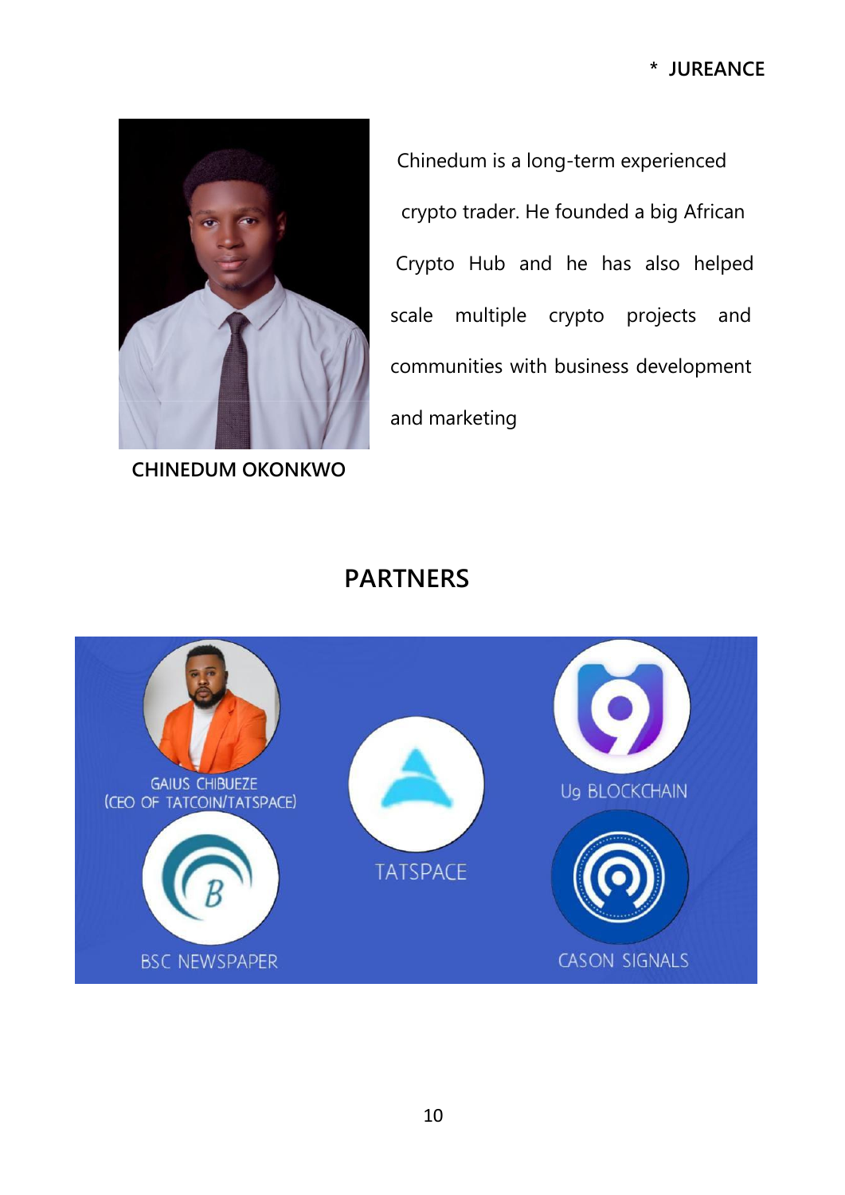CHINEDUM OKONKWO

Chinedum is a long-term experienced crypto trader. He founded a big African Crypto Hub and he has also helped scale multiple crypto projects and communities with business development and marketing

## PARTNERS

GAIUS CHIBUEZE (CEO OF TATCOIN/TATSPACE)

TATSPACE

Ug BLOCKCHAIN

BSC NEWSPAPER

CASON SIGNALS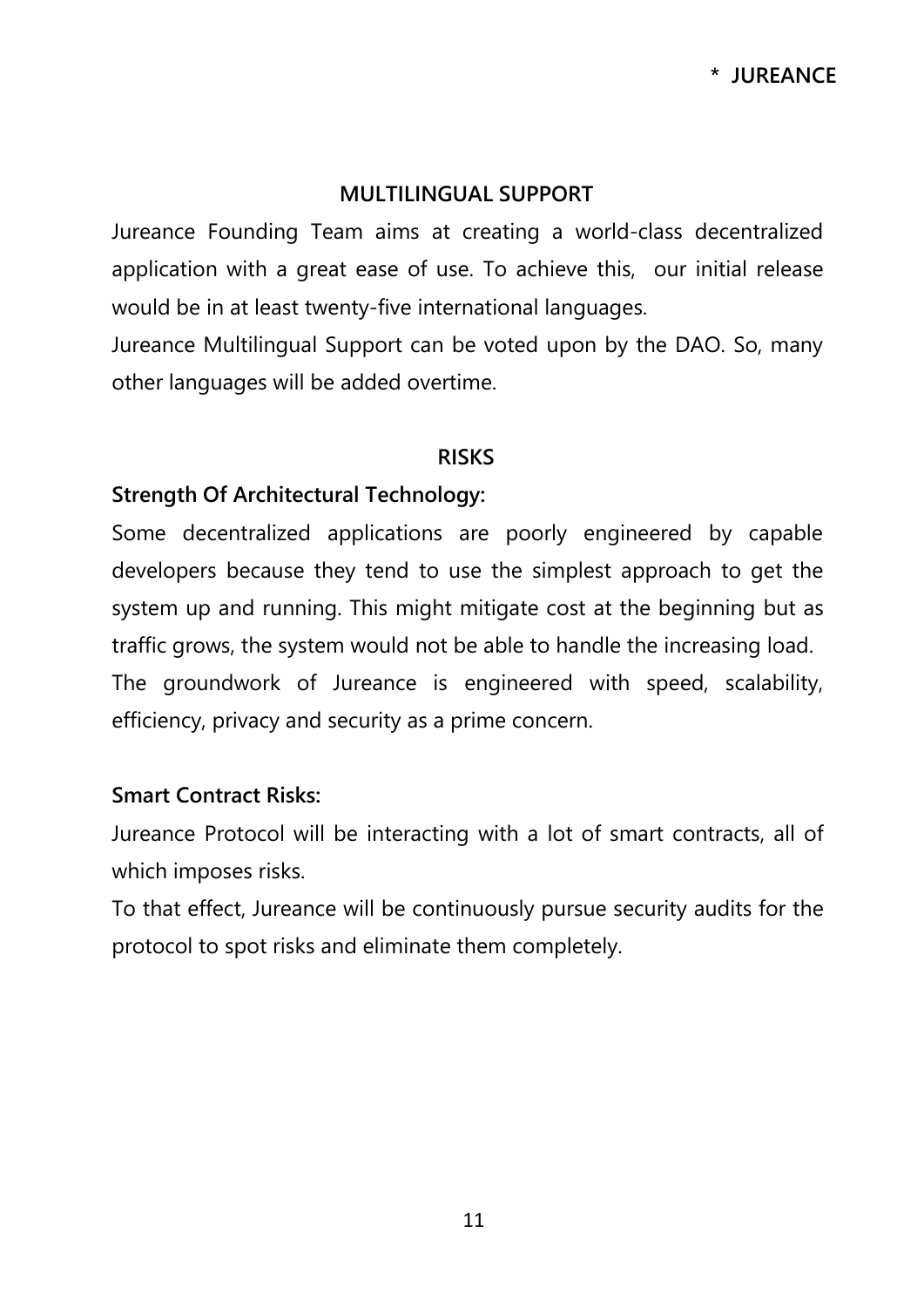## MULTILINGUAL SUPPORT

Jureance Founding Team aims at creating a world-class decentralized application with a great ease of use. To achieve this, our initial release would be in at least twenty-five international languages.

Jureance Multilingual Support can be voted upon by the DAO. So, many other languages will be added overtime.

## RISKS

**Strength Of Architectural Technology:**

Some decentralized applications are poorly engineered by capable developers because they tend to use the simplest approach to get the system up and running. This might mitigate cost at the beginning but as traffic grows, the system would not be able to handle the increasing load.

The groundwork of Jureance is engineered with speed, scalability, efficiency, privacy and security as a prime concern.

**Smart Contract Risks:**

Jureance Protocol will be interacting with a lot of smart contracts, all of which imposes risks.

To that effect, Jureance will be continuously pursue security audits for the protocol to spot risks and eliminate them completely.